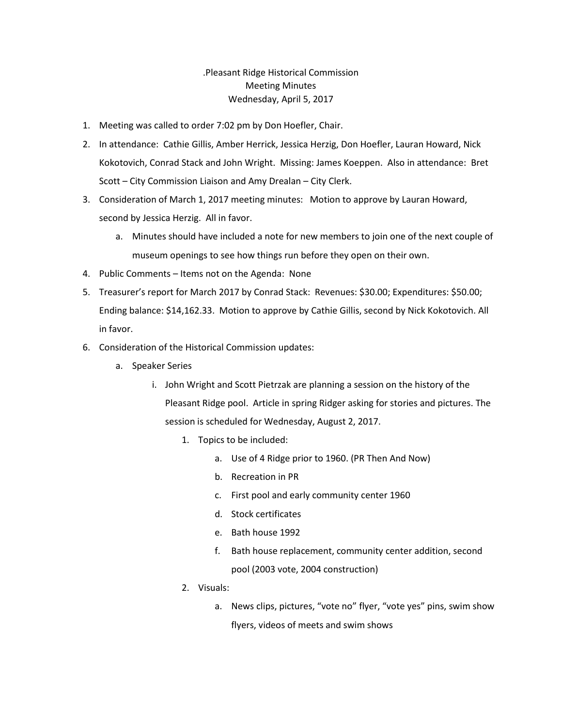.Pleasant Ridge Historical Commission
Meeting Minutes
Wednesday, April 5, 2017

1. Meeting was called to order 7:02 pm by Don Hoefler, Chair.
2. In attendance: Cathie Gillis, Amber Herrick, Jessica Herzig, Don Hoefler, Lauran Howard, Nick Kokotovich, Conrad Stack and John Wright. Missing: James Koeppen. Also in attendance: Bret Scott – City Commission Liaison and Amy Drealan – City Clerk.
3. Consideration of March 1, 2017 meeting minutes: Motion to approve by Lauran Howard, second by Jessica Herzig. All in favor.
    a. Minutes should have included a note for new members to join one of the next couple of museum openings to see how things run before they open on their own.
4. Public Comments – Items not on the Agenda: None
5. Treasurer's report for March 2017 by Conrad Stack: Revenues: $30.00; Expenditures: $50.00; Ending balance: $14,162.33. Motion to approve by Cathie Gillis, second by Nick Kokotovich. All in favor.
6. Consideration of the Historical Commission updates:
    a. Speaker Series
        i. John Wright and Scott Pietrzak are planning a session on the history of the Pleasant Ridge pool. Article in spring Ridger asking for stories and pictures. The session is scheduled for Wednesday, August 2, 2017.
            1. Topics to be included:
                a. Use of 4 Ridge prior to 1960. (PR Then And Now)
                b. Recreation in PR
                c. First pool and early community center 1960
                d. Stock certificates
                e. Bath house 1992
                f. Bath house replacement, community center addition, second pool (2003 vote, 2004 construction)
            2. Visuals:
                a. News clips, pictures, "vote no" flyer, "vote yes" pins, swim show flyers, videos of meets and swim shows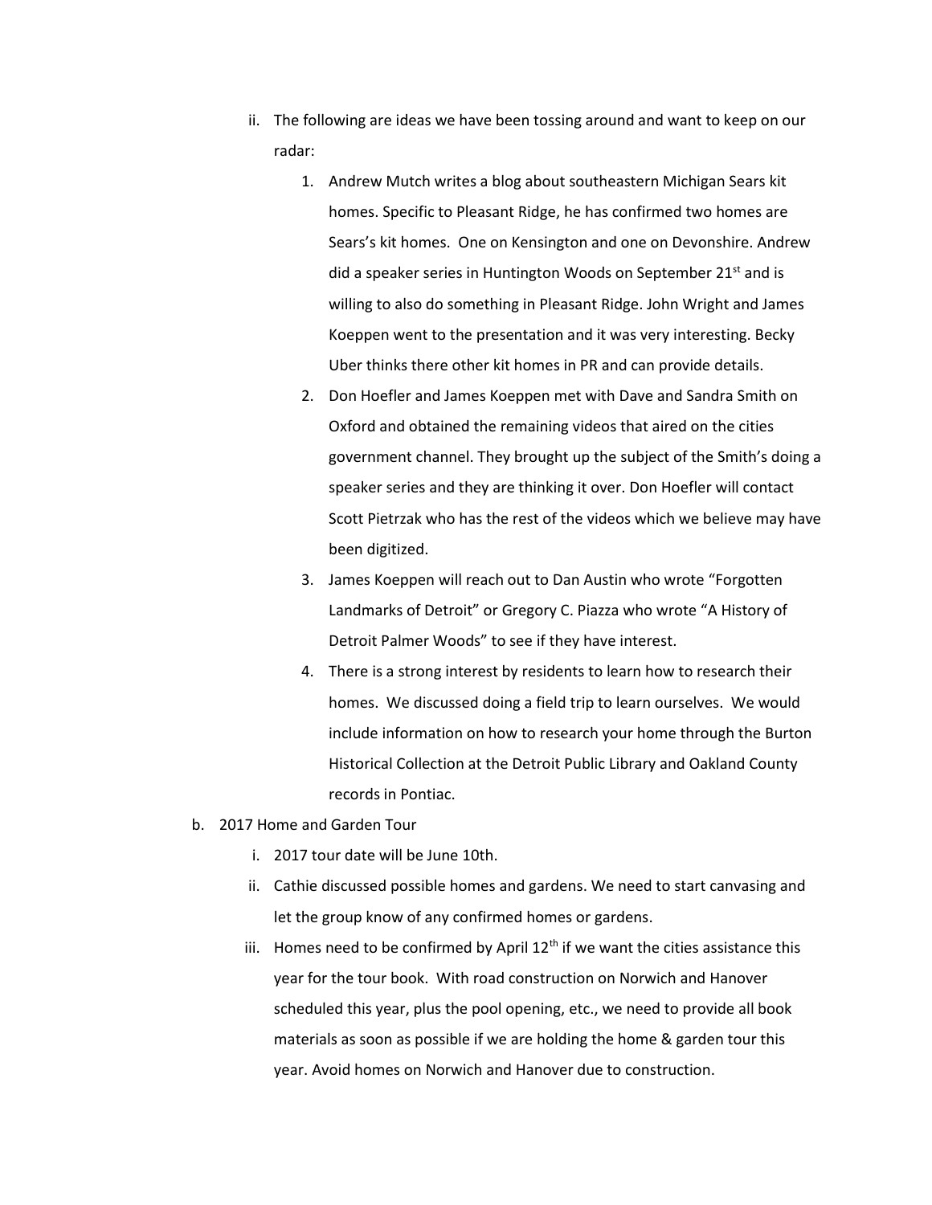ii. The following are ideas we have been tossing around and want to keep on our radar:

    1. Andrew Mutch writes a blog about southeastern Michigan Sears kit homes. Specific to Pleasant Ridge, he has confirmed two homes are Sears's kit homes. One on Kensington and one on Devonshire. Andrew did a speaker series in Huntington Woods on September 21st and is willing to also do something in Pleasant Ridge. John Wright and James Koeppen went to the presentation and it was very interesting. Becky Uber thinks there other kit homes in PR and can provide details.
    2. Don Hoefler and James Koeppen met with Dave and Sandra Smith on Oxford and obtained the remaining videos that aired on the cities government channel. They brought up the subject of the Smith's doing a speaker series and they are thinking it over. Don Hoefler will contact Scott Pietrzak who has the rest of the videos which we believe may have been digitized.
    3. James Koeppen will reach out to Dan Austin who wrote "Forgotten Landmarks of Detroit" or Gregory C. Piazza who wrote "A History of Detroit Palmer Woods" to see if they have interest.
    4. There is a strong interest by residents to learn how to research their homes. We discussed doing a field trip to learn ourselves. We would include information on how to research your home through the Burton Historical Collection at the Detroit Public Library and Oakland County records in Pontiac.

b. 2017 Home and Garden Tour

    i. 2017 tour date will be June 10th.
    ii. Cathie discussed possible homes and gardens. We need to start canvasing and let the group know of any confirmed homes or gardens.
    iii. Homes need to be confirmed by April 12th if we want the cities assistance this year for the tour book. With road construction on Norwich and Hanover scheduled this year, plus the pool opening, etc., we need to provide all book materials as soon as possible if we are holding the home & garden tour this year. Avoid homes on Norwich and Hanover due to construction.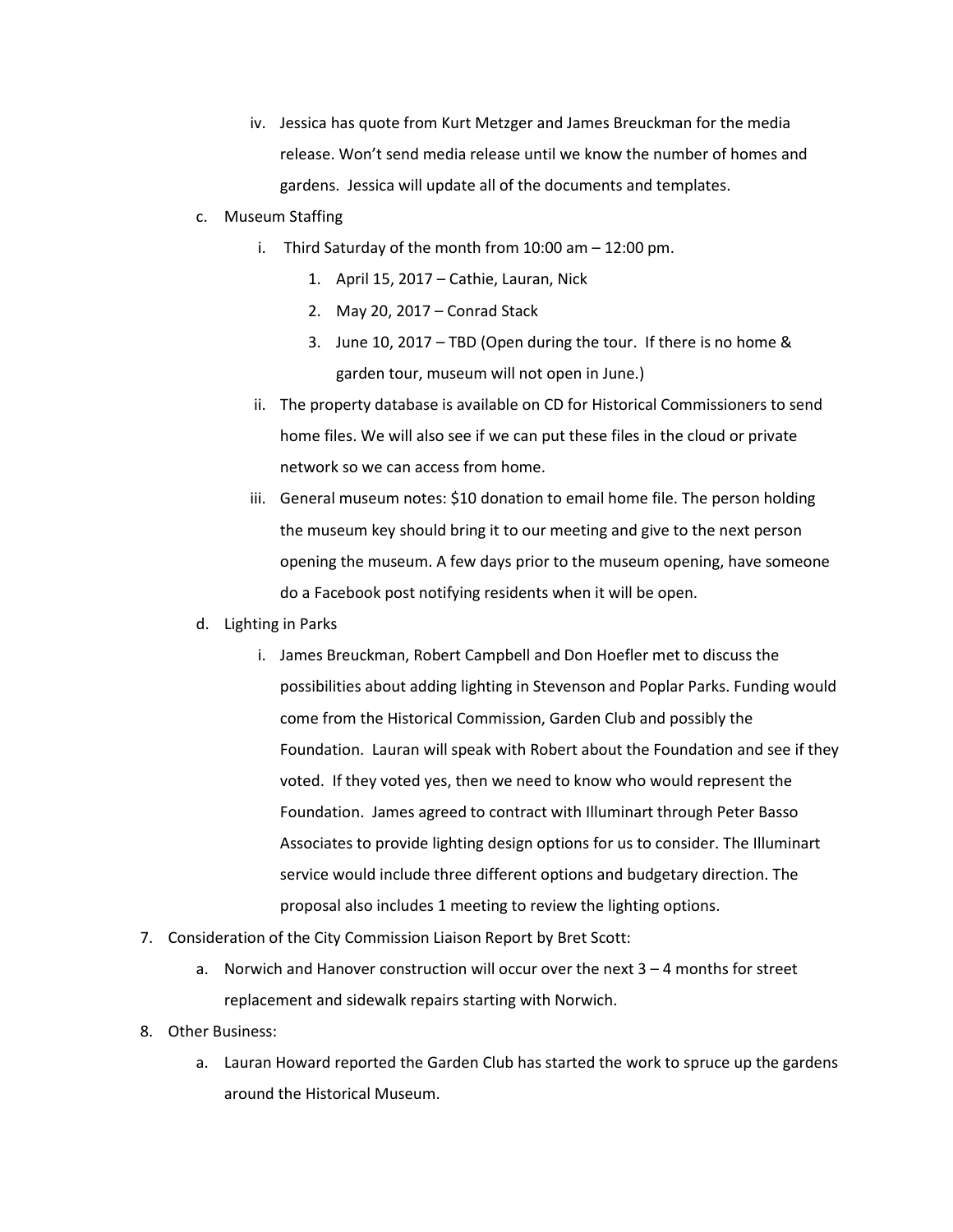iv. Jessica has quote from Kurt Metzger and James Breuckman for the media release. Won't send media release until we know the number of homes and gardens. Jessica will update all of the documents and templates.

c. Museum Staffing
   i. Third Saturday of the month from 10:00 am – 12:00 pm.
      1. April 15, 2017 – Cathie, Lauran, Nick
      2. May 20, 2017 – Conrad Stack
      3. June 10, 2017 – TBD (Open during the tour. If there is no home & garden tour, museum will not open in June.)
   ii. The property database is available on CD for Historical Commissioners to send home files. We will also see if we can put these files in the cloud or private network so we can access from home.
   iii. General museum notes: $10 donation to email home file. The person holding the museum key should bring it to our meeting and give to the next person opening the museum. A few days prior to the museum opening, have someone do a Facebook post notifying residents when it will be open.

d. Lighting in Parks
   i. James Breuckman, Robert Campbell and Don Hoefler met to discuss the possibilities about adding lighting in Stevenson and Poplar Parks. Funding would come from the Historical Commission, Garden Club and possibly the Foundation. Lauran will speak with Robert about the Foundation and see if they voted. If they voted yes, then we need to know who would represent the Foundation. James agreed to contract with Illuminart through Peter Basso Associates to provide lighting design options for us to consider. The Illuminart service would include three different options and budgetary direction. The proposal also includes 1 meeting to review the lighting options.

7. Consideration of the City Commission Liaison Report by Bret Scott:
   a. Norwich and Hanover construction will occur over the next 3 – 4 months for street replacement and sidewalk repairs starting with Norwich.

8. Other Business:
   a. Lauran Howard reported the Garden Club has started the work to spruce up the gardens around the Historical Museum.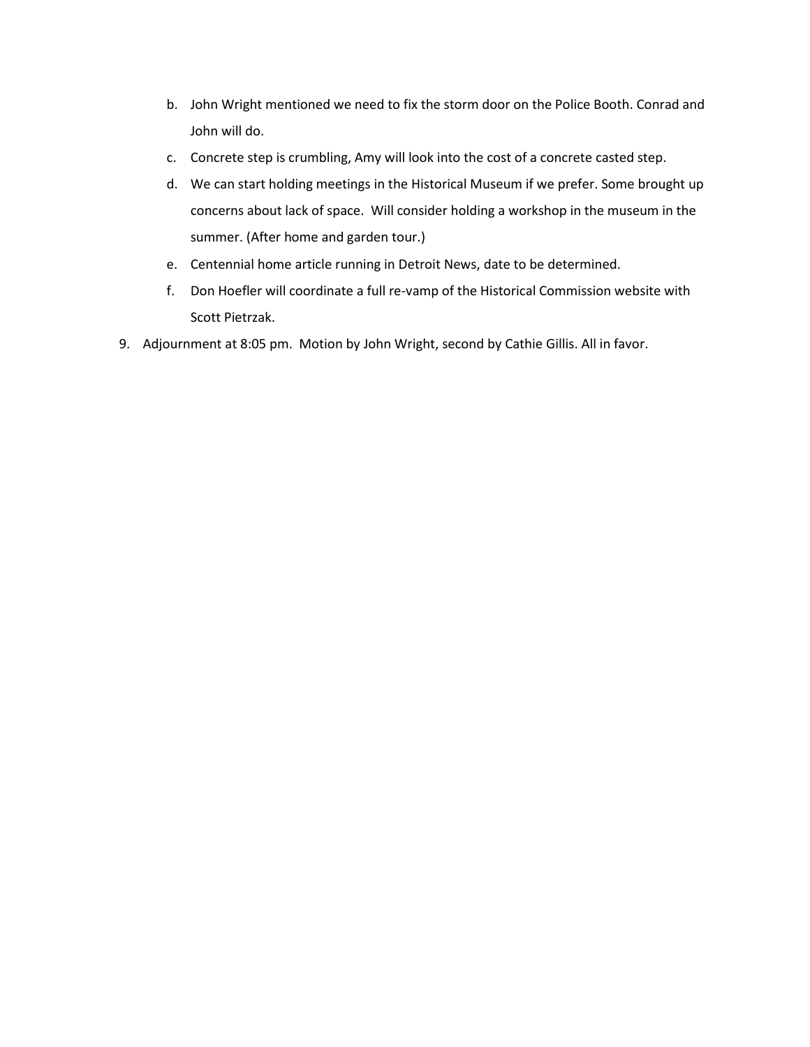b. John Wright mentioned we need to fix the storm door on the Police Booth. Conrad and John will do.

c. Concrete step is crumbling, Amy will look into the cost of a concrete casted step.

d. We can start holding meetings in the Historical Museum if we prefer. Some brought up concerns about lack of space. Will consider holding a workshop in the museum in the summer. (After home and garden tour.)

e. Centennial home article running in Detroit News, date to be determined.

f. Don Hoefler will coordinate a full re-vamp of the Historical Commission website with Scott Pietrzak.

9. Adjournment at 8:05 pm. Motion by John Wright, second by Cathie Gillis. All in favor.